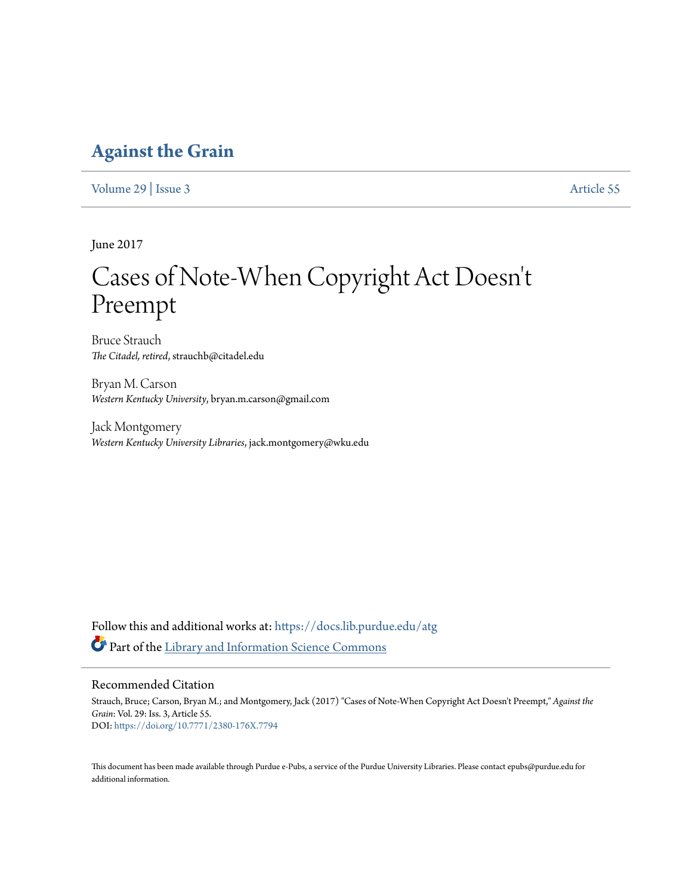# Against the Grain

Volume 29 | Issue 3 Article 55

June 2017

# Cases of Note-When Copyright Act Doesn't Preempt

Bruce Strauch
*The Citadel, retired*, strauchb@citadel.edu

Bryan M. Carson
*Western Kentucky University*, bryan.m.carson@gmail.com

Jack Montgomery
*Western Kentucky University Libraries*, jack.montgomery@wku.edu

Follow this and additional works at: https://docs.lib.purdue.edu/atg

Part of the Library and Information Science Commons

## Recommended Citation

Strauch, Bruce; Carson, Bryan M.; and Montgomery, Jack (2017) "Cases of Note-When Copyright Act Doesn't Preempt," *Against the Grain*: Vol. 29: Iss. 3, Article 55.
DOI: https://doi.org/10.7771/2380-176X.7794

This document has been made available through Purdue e-Pubs, a service of the Purdue University Libraries. Please contact epubs@purdue.edu for additional information.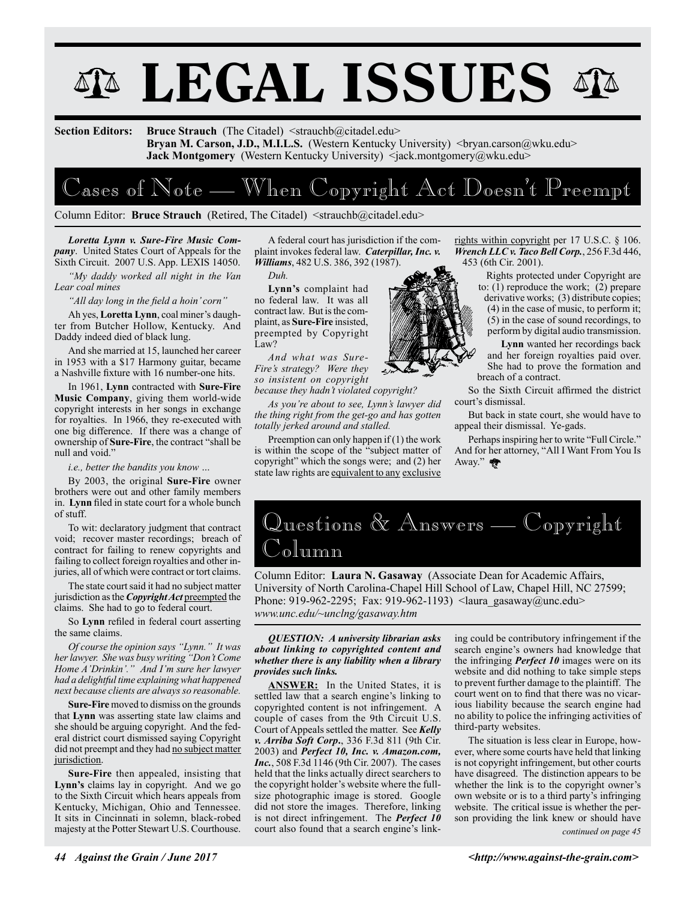# LEGAL ISSUES

**Section Editors:** **Bruce Strauch** (The Citadel) <strauchb@citadel.edu>
**Bryan M. Carson, J.D., M.I.L.S.** (Western Kentucky University) <bryan.carson@wku.edu>
**Jack Montgomery** (Western Kentucky University) <jack.montgomery@wku.edu>

## Cases of Note — When Copyright Act Doesn't Preempt

Column Editor: **Bruce Strauch** (Retired, The Citadel) <strauchb@citadel.edu>

***Loretta Lynn v. Sure-Fire Music Company***. United States Court of Appeals for the Sixth Circuit. 2007 U.S. App. LEXIS 14050.

*"My daddy worked all night in the Van Lear coal mines*

*"All day long in the field a hoin' corn"*

Ah yes, **Loretta Lynn**, coal miner's daughter from Butcher Hollow, Kentucky. And Daddy indeed died of black lung.

And she married at 15, launched her career in 1953 with a $17 Harmony guitar, became a Nashville fixture with 16 number-one hits.

In 1961, **Lynn** contracted with **Sure-Fire Music Company**, giving them world-wide copyright interests in her songs in exchange for royalties. In 1966, they re-executed with one big difference. If there was a change of ownership of **Sure-Fire**, the contract "shall be null and void."

*i.e., better the bandits you know …*

By 2003, the original **Sure-Fire** owner brothers were out and other family members in. **Lynn** filed in state court for a whole bunch of stuff.

To wit: declaratory judgment that contract void; recover master recordings; breach of contract for failing to renew copyrights and failing to collect foreign royalties and other injuries, all of which were contract or tort claims.

The state court said it had no subject matter jurisdiction as the ***Copyright Act*** preempted the claims. She had to go to federal court.

So **Lynn** refiled in federal court asserting the same claims.

*Of course the opinion says "Lynn." It was her lawyer. She was busy writing "Don't Come Home A'Drinkin'." And I'm sure her lawyer had a delightful time explaining what happened next because clients are always so reasonable.*

**Sure-Fire** moved to dismiss on the grounds that **Lynn** was asserting state law claims and she should be arguing copyright. And the federal district court dismissed saying Copyright did not preempt and they had no subject matter jurisdiction.

**Sure-Fire** then appealed, insisting that **Lynn's** claims lay in copyright. And we go to the Sixth Circuit which hears appeals from Kentucky, Michigan, Ohio and Tennessee. It sits in Cincinnati in solemn, black-robed majesty at the Potter Stewart U.S. Courthouse.

A federal court has jurisdiction if the complaint invokes federal law. ***Caterpillar, Inc. v. Williams***, 482 U.S. 386, 392 (1987).

*Duh.*

**Lynn's** complaint had no federal law. It was all contract law. But is the complaint, as **Sure-Fire** insisted, preempted by Copyright Law?

*And what was Sure-Fire's strategy? Were they so insistent on copyright because they hadn't violated copyright?*

*As you're about to see, Lynn's lawyer did the thing right from the get-go and has gotten totally jerked around and stalled.*

Preemption can only happen if (1) the work is within the scope of the "subject matter of copyright" which the songs were; and (2) her state law rights are equivalent to any exclusive rights within copyright per 17 U.S.C. § 106. ***Wrench LLC v. Taco Bell Corp.***, 256 F.3d 446, 453 (6th Cir. 2001).

Rights protected under Copyright are to: (1) reproduce the work; (2) prepare derivative works; (3) distribute copies; (4) in the case of music, to perform it; (5) in the case of sound recordings, to perform by digital audio transmission.

**Lynn** wanted her recordings back and her foreign royalties paid over. She had to prove the formation and breach of a contract.

So the Sixth Circuit affirmed the district court's dismissal.

But back in state court, she would have to appeal their dismissal. Ye-gads.

Perhaps inspiring her to write "Full Circle." And for her attorney, "All I Want From You Is Away."

## Questions & Answers — Copyright Column

Column Editor: **Laura N. Gasaway** (Associate Dean for Academic Affairs, University of North Carolina-Chapel Hill School of Law, Chapel Hill, NC 27599; Phone: 919-962-2295; Fax: 919-962-1193) <laura_gasaway@unc.edu> *www.unc.edu/~unclng/gasaway.htm*

***QUESTION: A university librarian asks about linking to copyrighted content and whether there is any liability when a library provides such links.***

**ANSWER:** In the United States, it is settled law that a search engine's linking to copyrighted content is not infringement. A couple of cases from the 9th Circuit U.S. Court of Appeals settled the matter. See ***Kelly v. Arriba Soft Corp.***, 336 F.3d 811 (9th Cir. 2003) and ***Perfect 10, Inc. v. Amazon.com, Inc.***, 508 F.3d 1146 (9th Cir. 2007). The cases held that the links actually direct searchers to the copyright holder's website where the full-size photographic image is stored. Google did not store the images. Therefore, linking is not direct infringement. The ***Perfect 10*** court also found that a search engine's linking could be contributory infringement if the search engine's owners had knowledge that the infringing ***Perfect 10*** images were on its website and did nothing to take simple steps to prevent further damage to the plaintiff. The court went on to find that there was no vicarious liability because the search engine had no ability to police the infringing activities of third-party websites.

The situation is less clear in Europe, however, where some courts have held that linking is not copyright infringement, but other courts have disagreed. The distinction appears to be whether the link is to the copyright owner's own website or is to a third party's infringing website. The critical issue is whether the person providing the link knew or should have

*continued on page 45*